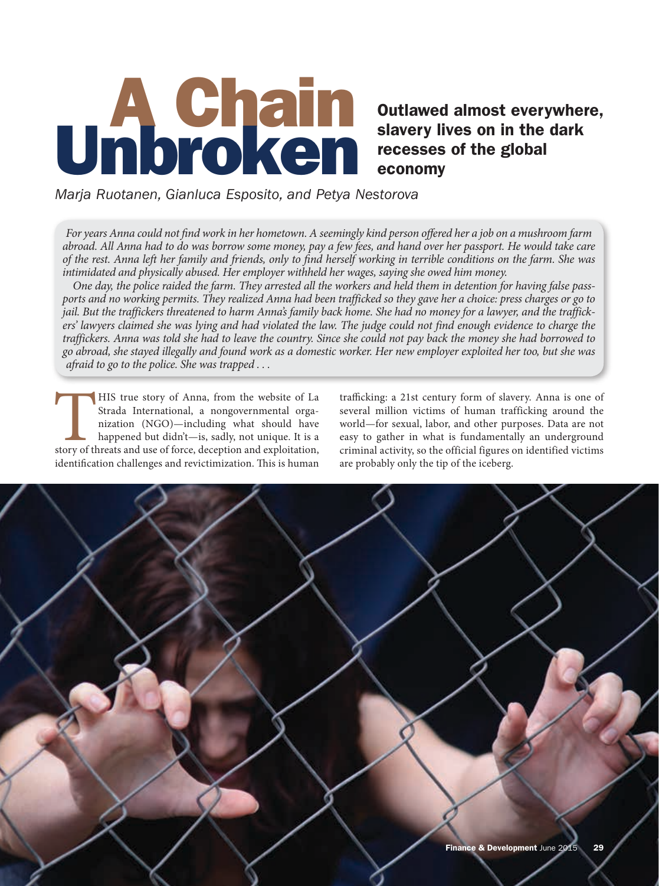# A Chain Unbroken

## Outlawed almost everywhere, slavery lives on in the dark recesses of the global economy

*Marja Ruotanen, Gianluca Esposito, and Petya Nestorova*

*For years Anna could not find work in her hometown. A seemingly kind person offered her a job on a mushroom farm abroad. All Anna had to do was borrow some money, pay a few fees, and hand over her passport. He would take care of the rest. Anna left her family and friends, only to find herself working in terrible conditions on the farm. She was intimidated and physically abused. Her employer withheld her wages, saying she owed him money.*

*One day, the police raided the farm. They arrested all the workers and held them in detention for having false passports and no working permits. They realized Anna had been trafficked so they gave her a choice: press charges or go to jail. But the traffickers threatened to harm Anna's family back home. She had no money for a lawyer, and the traffickers' lawyers claimed she was lying and had violated the law. The judge could not find enough evidence to charge the traffickers. Anna was told she had to leave the country. Since she could not pay back the money she had borrowed to go abroad, she stayed illegally and found work as a domestic worker. Her new employer exploited her too, but she was afraid to go to the police. She was trapped . . .*

THIS true story of Anna, from the website of La Strada International, a nongovernmental organization (NGO)—including what should have happened but didn't—is, sadly, not unique. It is a story of threats and use of force, deception and exploitation, identification challenges and revictimization. This is human trafficking: a 21st century form of slavery. Anna is one of several million victims of human trafficking around the world—for sexual, labor, and other purposes. Data are not easy to gather in what is fundamentally an underground criminal activity, so the official figures on identified victims are probably only the tip of the iceberg.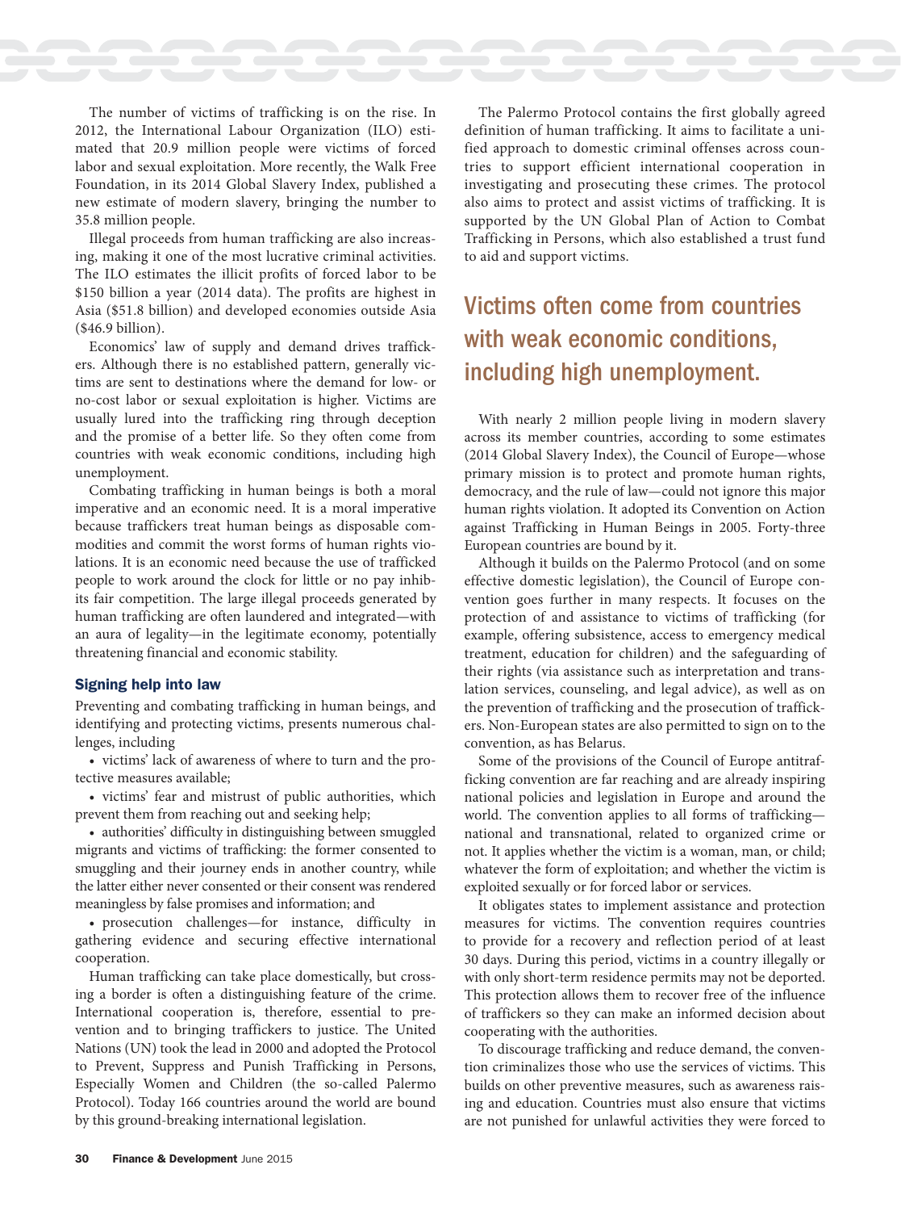The number of victims of trafficking is on the rise. In 2012, the International Labour Organization (ILO) estimated that 20.9 million people were victims of forced labor and sexual exploitation. More recently, the Walk Free Foundation, in its 2014 Global Slavery Index, published a new estimate of modern slavery, bringing the number to 35.8 million people.

Illegal proceeds from human trafficking are also increasing, making it one of the most lucrative criminal activities. The ILO estimates the illicit profits of forced labor to be $150 billion a year (2014 data). The profits are highest in Asia ($51.8 billion) and developed economies outside Asia ($46.9 billion).

Economics' law of supply and demand drives traffickers. Although there is no established pattern, generally victims are sent to destinations where the demand for low- or no-cost labor or sexual exploitation is higher. Victims are usually lured into the trafficking ring through deception and the promise of a better life. So they often come from countries with weak economic conditions, including high unemployment.

Combating trafficking in human beings is both a moral imperative and an economic need. It is a moral imperative because traffickers treat human beings as disposable commodities and commit the worst forms of human rights violations. It is an economic need because the use of trafficked people to work around the clock for little or no pay inhibits fair competition. The large illegal proceeds generated by human trafficking are often laundered and integrated—with an aura of legality—in the legitimate economy, potentially threatening financial and economic stability.

### Signing help into law

Preventing and combating trafficking in human beings, and identifying and protecting victims, presents numerous challenges, including

- victims' lack of awareness of where to turn and the protective measures available;
- victims' fear and mistrust of public authorities, which prevent them from reaching out and seeking help;
- authorities' difficulty in distinguishing between smuggled migrants and victims of trafficking: the former consented to smuggling and their journey ends in another country, while the latter either never consented or their consent was rendered meaningless by false promises and information; and
- prosecution challenges—for instance, difficulty in gathering evidence and securing effective international cooperation.

Human trafficking can take place domestically, but crossing a border is often a distinguishing feature of the crime. International cooperation is, therefore, essential to prevention and to bringing traffickers to justice. The United Nations (UN) took the lead in 2000 and adopted the Protocol to Prevent, Suppress and Punish Trafficking in Persons, Especially Women and Children (the so-called Palermo Protocol). Today 166 countries around the world are bound by this ground-breaking international legislation.

The Palermo Protocol contains the first globally agreed definition of human trafficking. It aims to facilitate a unified approach to domestic criminal offenses across countries to support efficient international cooperation in investigating and prosecuting these crimes. The protocol also aims to protect and assist victims of trafficking. It is supported by the UN Global Plan of Action to Combat Trafficking in Persons, which also established a trust fund to aid and support victims.

## Victims often come from countries with weak economic conditions, including high unemployment.

With nearly 2 million people living in modern slavery across its member countries, according to some estimates (2014 Global Slavery Index), the Council of Europe—whose primary mission is to protect and promote human rights, democracy, and the rule of law—could not ignore this major human rights violation. It adopted its Convention on Action against Trafficking in Human Beings in 2005. Forty-three European countries are bound by it.

Although it builds on the Palermo Protocol (and on some effective domestic legislation), the Council of Europe convention goes further in many respects. It focuses on the protection of and assistance to victims of trafficking (for example, offering subsistence, access to emergency medical treatment, education for children) and the safeguarding of their rights (via assistance such as interpretation and translation services, counseling, and legal advice), as well as on the prevention of trafficking and the prosecution of traffickers. Non-European states are also permitted to sign on to the convention, as has Belarus.

Some of the provisions of the Council of Europe antitrafficking convention are far reaching and are already inspiring national policies and legislation in Europe and around the world. The convention applies to all forms of trafficking—national and transnational, related to organized crime or not. It applies whether the victim is a woman, man, or child; whatever the form of exploitation; and whether the victim is exploited sexually or for forced labor or services.

It obligates states to implement assistance and protection measures for victims. The convention requires countries to provide for a recovery and reflection period of at least 30 days. During this period, victims in a country illegally or with only short-term residence permits may not be deported. This protection allows them to recover free of the influence of traffickers so they can make an informed decision about cooperating with the authorities.

To discourage trafficking and reduce demand, the convention criminalizes those who use the services of victims. This builds on other preventive measures, such as awareness raising and education. Countries must also ensure that victims are not punished for unlawful activities they were forced to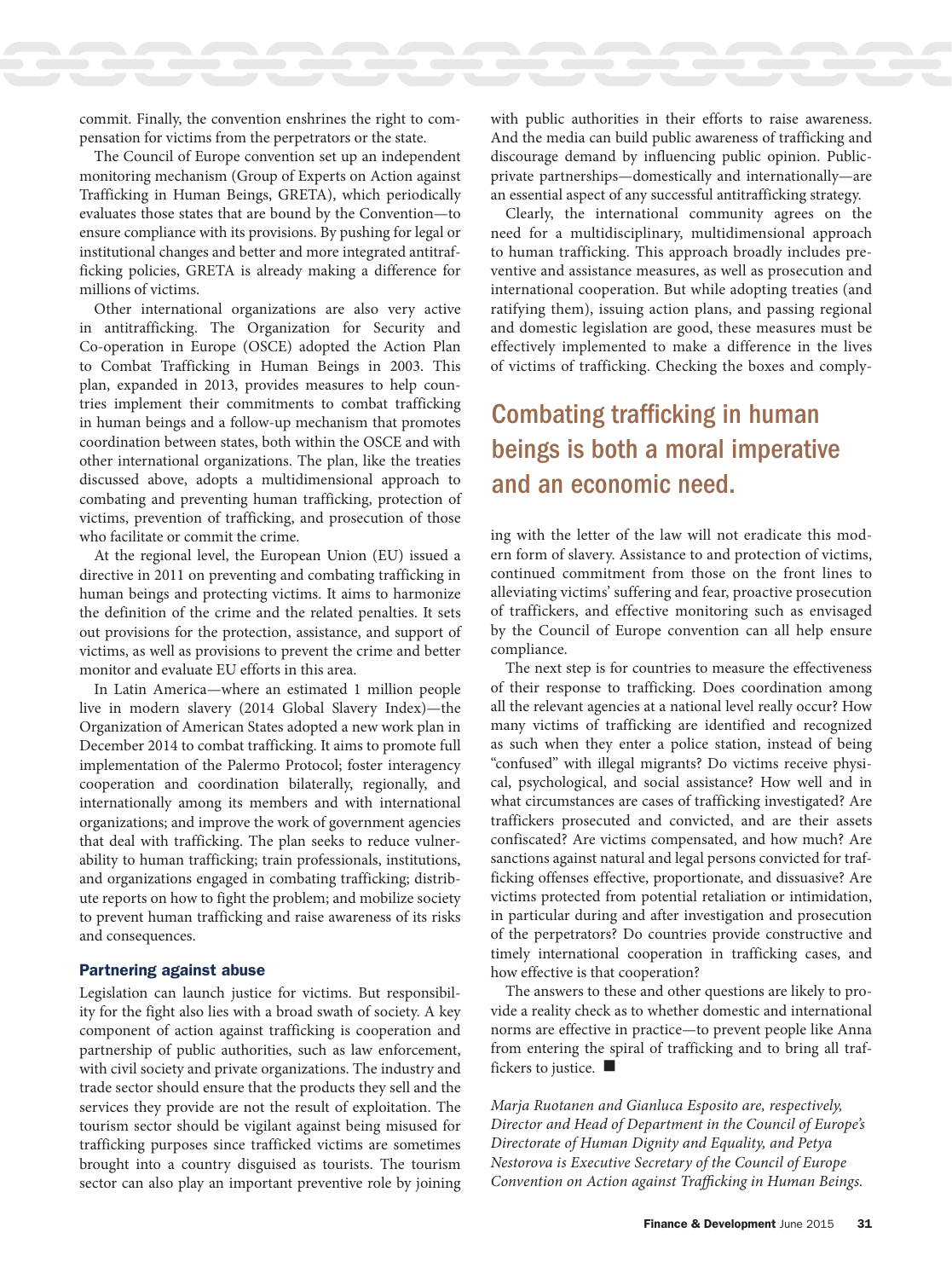commit. Finally, the convention enshrines the right to compensation for victims from the perpetrators or the state.

The Council of Europe convention set up an independent monitoring mechanism (Group of Experts on Action against Trafficking in Human Beings, GRETA), which periodically evaluates those states that are bound by the Convention—to ensure compliance with its provisions. By pushing for legal or institutional changes and better and more integrated antitrafficking policies, GRETA is already making a difference for millions of victims.

Other international organizations are also very active in antitrafficking. The Organization for Security and Co-operation in Europe (OSCE) adopted the Action Plan to Combat Trafficking in Human Beings in 2003. This plan, expanded in 2013, provides measures to help countries implement their commitments to combat trafficking in human beings and a follow-up mechanism that promotes coordination between states, both within the OSCE and with other international organizations. The plan, like the treaties discussed above, adopts a multidimensional approach to combating and preventing human trafficking, protection of victims, prevention of trafficking, and prosecution of those who facilitate or commit the crime.

At the regional level, the European Union (EU) issued a directive in 2011 on preventing and combating trafficking in human beings and protecting victims. It aims to harmonize the definition of the crime and the related penalties. It sets out provisions for the protection, assistance, and support of victims, as well as provisions to prevent the crime and better monitor and evaluate EU efforts in this area.

In Latin America—where an estimated 1 million people live in modern slavery (2014 Global Slavery Index)—the Organization of American States adopted a new work plan in December 2014 to combat trafficking. It aims to promote full implementation of the Palermo Protocol; foster interagency cooperation and coordination bilaterally, regionally, and internationally among its members and with international organizations; and improve the work of government agencies that deal with trafficking. The plan seeks to reduce vulnerability to human trafficking; train professionals, institutions, and organizations engaged in combating trafficking; distribute reports on how to fight the problem; and mobilize society to prevent human trafficking and raise awareness of its risks and consequences.

## Partnering against abuse

Legislation can launch justice for victims. But responsibility for the fight also lies with a broad swath of society. A key component of action against trafficking is cooperation and partnership of public authorities, such as law enforcement, with civil society and private organizations. The industry and trade sector should ensure that the products they sell and the services they provide are not the result of exploitation. The tourism sector should be vigilant against being misused for trafficking purposes since trafficked victims are sometimes brought into a country disguised as tourists. The tourism sector can also play an important preventive role by joining with public authorities in their efforts to raise awareness. And the media can build public awareness of trafficking and discourage demand by influencing public opinion. Public-private partnerships—domestically and internationally—are an essential aspect of any successful antitrafficking strategy.

Clearly, the international community agrees on the need for a multidisciplinary, multidimensional approach to human trafficking. This approach broadly includes preventive and assistance measures, as well as prosecution and international cooperation. But while adopting treaties (and ratifying them), issuing action plans, and passing regional and domestic legislation are good, these measures must be effectively implemented to make a difference in the lives of victims of trafficking. Checking the boxes and complying with the letter of the law will not eradicate this modern form of slavery. Assistance to and protection of victims, continued commitment from those on the front lines to alleviating victims' suffering and fear, proactive prosecution of traffickers, and effective monitoring such as envisaged by the Council of Europe convention can all help ensure compliance.

> Combating trafficking in human beings is both a moral imperative and an economic need.

The next step is for countries to measure the effectiveness of their response to trafficking. Does coordination among all the relevant agencies at a national level really occur? How many victims of trafficking are identified and recognized as such when they enter a police station, instead of being "confused" with illegal migrants? Do victims receive physical, psychological, and social assistance? How well and in what circumstances are cases of trafficking investigated? Are traffickers prosecuted and convicted, and are their assets confiscated? Are victims compensated, and how much? Are sanctions against natural and legal persons convicted for trafficking offenses effective, proportionate, and dissuasive? Are victims protected from potential retaliation or intimidation, in particular during and after investigation and prosecution of the perpetrators? Do countries provide constructive and timely international cooperation in trafficking cases, and how effective is that cooperation?

The answers to these and other questions are likely to provide a reality check as to whether domestic and international norms are effective in practice—to prevent people like Anna from entering the spiral of trafficking and to bring all traffickers to justice. ■

*Marja Ruotanen and Gianluca Esposito are, respectively, Director and Head of Department in the Council of Europe's Directorate of Human Dignity and Equality, and Petya Nestorova is Executive Secretary of the Council of Europe Convention on Action against Trafficking in Human Beings.*